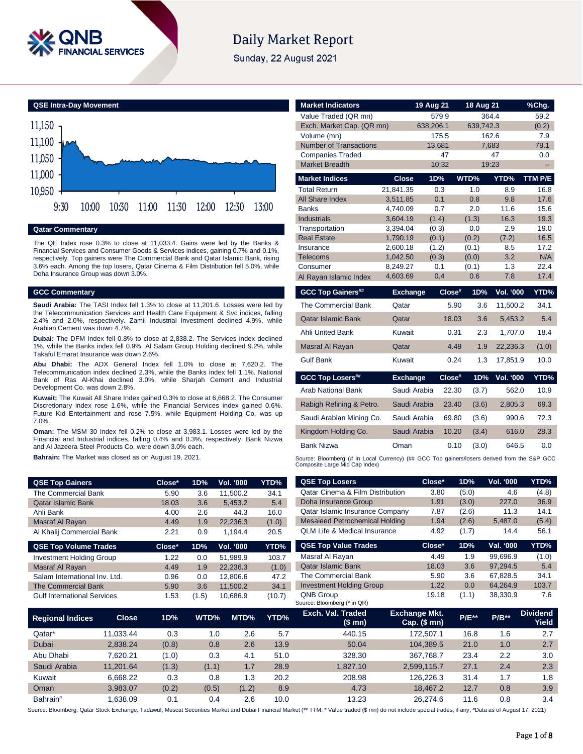# Daily Market Report

Sunday, 22 August 2021

## QSE Intra-Day Movement

## Qatar Commentary

The QE Index rose 0.3% to close at 11,033.4. Gains were led by the Banks & Financial Services and Consumer Goods & Services indices, gaining 0.7% and 0.1%, respectively. Top gainers were The Commercial Bank and Qatar Islamic Bank, rising 3.6% each. Among the top losers, Qatar Cinema & Film Distribution fell 5.0%, while Doha Insurance Group was down 3.0%.

## GCC Commentary

**Saudi Arabia:** The TASI Index fell 1.3% to close at 11,201.6. Losses were led by the Telecommunication Services and Health Care Equipment & Svc indices, falling 2.4% and 2.0%, respectively. Zamil Industrial Investment declined 4.9%, while Arabian Cement was down 4.7%.

**Dubai:** The DFM Index fell 0.8% to close at 2,838.2. The Services index declined 1%, while the Banks index fell 0.9%. Al Salam Group Holding declined 9.2%, while Takaful Emarat Insurance was down 2.6%.

**Abu Dhabi:** The ADX General Index fell 1.0% to close at 7,620.2. The Telecommunication index declined 2.3%, while the Banks index fell 1.1%. National Bank of Ras Al-Khai declined 3.0%, while Sharjah Cement and Industrial Development Co. was down 2.8%.

**Kuwait:** The Kuwait All Share Index gained 0.3% to close at 6,668.2. The Consumer Discretionary index rose 1.6%, while the Financial Services index gained 0.6%. Future Kid Entertainment and rose 7.5%, while Equipment Holding Co. was up 7.0%.

**Oman:** The MSM 30 Index fell 0.2% to close at 3,983.1. Losses were led by the Financial and Industrial indices, falling 0.4% and 0.3%, respectively. Bank Nizwa and Al Jazeera Steel Products Co. were down 3.0% each.

**Bahrain:** The Market was closed as on August 19, 2021.

| Market Indicators | 19 Aug 21 | 18 Aug 21 | %Chg. |
|---|---|---|---|
| Value Traded (QR mn) | 579.9 | 364.4 | 59.2 |
| Exch. Market Cap. (QR mn) | 638,206.1 | 639,742.3 | (0.2) |
| Volume (mn) | 175.5 | 162.6 | 7.9 |
| Number of Transactions | 13,681 | 7,683 | 78.1 |
| Companies Traded | 47 | 47 | 0.0 |
| Market Breadth | 10:32 | 19:23 | – |

| Market Indices | Close | 1D% | WTD% | YTD% | TTM P/E |
|---|---|---|---|---|---|
| Total Return | 21,841.35 | 0.3 | 1.0 | 8.9 | 16.8 |
| All Share Index | 3,511.85 | 0.1 | 0.8 | 9.8 | 17.6 |
| Banks | 4,740.09 | 0.7 | 2.0 | 11.6 | 15.6 |
| Industrials | 3,604.19 | (1.4) | (1.3) | 16.3 | 19.3 |
| Transportation | 3,394.04 | (0.3) | 0.0 | 2.9 | 19.0 |
| Real Estate | 1,790.19 | (0.1) | (0.2) | (7.2) | 16.5 |
| Insurance | 2,600.18 | (1.2) | (0.1) | 8.5 | 17.2 |
| Telecoms | 1,042.50 | (0.3) | (0.0) | 3.2 | N/A |
| Consumer | 8,249.27 | 0.1 | (0.1) | 1.3 | 22.4 |
| Al Rayan Islamic Index | 4,603.69 | 0.4 | 0.6 | 7.8 | 17.4 |

| GCC Top Gainers## | Exchange | Close# | 1D% | Vol. '000 | YTD% |
|---|---|---|---|---|---|
| The Commercial Bank | Qatar | 5.90 | 3.6 | 11,500.2 | 34.1 |
| Qatar Islamic Bank | Qatar | 18.03 | 3.6 | 5,453.2 | 5.4 |
| Ahli United Bank | Kuwait | 0.31 | 2.3 | 1,707.0 | 18.4 |
| Masraf Al Rayan | Qatar | 4.49 | 1.9 | 22,236.3 | (1.0) |
| Gulf Bank | Kuwait | 0.24 | 1.3 | 17,851.9 | 10.0 |

| GCC Top Losers## | Exchange | Close# | 1D% | Vol. '000 | YTD% |
|---|---|---|---|---|---|
| Arab National Bank | Saudi Arabia | 22.30 | (3.7) | 562.0 | 10.9 |
| Rabigh Refining & Petro. | Saudi Arabia | 23.40 | (3.6) | 2,805.3 | 69.3 |
| Saudi Arabian Mining Co. | Saudi Arabia | 69.80 | (3.6) | 990.6 | 72.3 |
| Kingdom Holding Co. | Saudi Arabia | 10.20 | (3.4) | 616.0 | 28.3 |
| Bank Nizwa | Oman | 0.10 | (3.0) | 646.5 | 0.0 |

Source: Bloomberg (# in Local Currency) (## GCC Top gainers/losers derived from the S&P GCC Composite Large Mid Cap Index)

| QSE Top Gainers | Close* | 1D% | Vol. '000 | YTD% |
|---|---|---|---|---|
| The Commercial Bank | 5.90 | 3.6 | 11,500.2 | 34.1 |
| Qatar Islamic Bank | 18.03 | 3.6 | 5,453.2 | 5.4 |
| Ahli Bank | 4.00 | 2.6 | 44.3 | 16.0 |
| Masraf Al Rayan | 4.49 | 1.9 | 22,236.3 | (1.0) |
| Al Khalij Commercial Bank | 2.21 | 0.9 | 1,194.4 | 20.5 |

| QSE Top Volume Trades | Close* | 1D% | Vol. '000 | YTD% |
|---|---|---|---|---|
| Investment Holding Group | 1.22 | 0.0 | 51,989.9 | 103.7 |
| Masraf Al Rayan | 4.49 | 1.9 | 22,236.3 | (1.0) |
| Salam International Inv. Ltd. | 0.96 | 0.0 | 12,806.6 | 47.2 |
| The Commercial Bank | 5.90 | 3.6 | 11,500.2 | 34.1 |
| Gulf International Services | 1.53 | (1.5) | 10,686.9 | (10.7) |

| QSE Top Losers | Close* | 1D% | Vol. '000 | YTD% |
|---|---|---|---|---|
| Qatar Cinema & Film Distribution | 3.80 | (5.0) | 4.6 | (4.8) |
| Doha Insurance Group | 1.91 | (3.0) | 227.0 | 36.9 |
| Qatar Islamic Insurance Company | 7.87 | (2.6) | 11.3 | 14.1 |
| Mesaieed Petrochemical Holding | 1.94 | (2.6) | 5,487.0 | (5.4) |
| QLM Life & Medical Insurance | 4.92 | (1.7) | 14.4 | 56.1 |

| QSE Top Value Trades | Close* | 1D% | Val. '000 | YTD% |
|---|---|---|---|---|
| Masraf Al Rayan | 4.49 | 1.9 | 99,696.9 | (1.0) |
| Qatar Islamic Bank | 18.03 | 3.6 | 97,294.5 | 5.4 |
| The Commercial Bank | 5.90 | 3.6 | 67,828.5 | 34.1 |
| Investment Holding Group | 1.22 | 0.0 | 64,264.9 | 103.7 |
| QNB Group | 19.18 | (1.1) | 38,330.9 | 7.6 |

Source: Bloomberg (* in QR)

| Regional Indices | Close | 1D% | WTD% | MTD% | YTD% | Exch. Val. Traded ($ mn) | Exchange Mkt. Cap. ($ mn) | P/E** | P/B** | Dividend Yield |
|---|---|---|---|---|---|---|---|---|---|---|
| Qatar* | 11,033.44 | 0.3 | 1.0 | 2.6 | 5.7 | 440.15 | 172,507.1 | 16.8 | 1.6 | 2.7 |
| Dubai | 2,838.24 | (0.8) | 0.8 | 2.6 | 13.9 | 50.04 | 104,389.5 | 21.0 | 1.0 | 2.7 |
| Abu Dhabi | 7,620.21 | (1.0) | 0.3 | 4.1 | 51.0 | 328.30 | 367,768.7 | 23.4 | 2.2 | 3.0 |
| Saudi Arabia | 11,201.64 | (1.3) | (1.1) | 1.7 | 28.9 | 1,827.10 | 2,599,115.7 | 27.1 | 2.4 | 2.3 |
| Kuwait | 6,668.22 | 0.3 | 0.8 | 1.3 | 20.2 | 208.98 | 126,226.3 | 31.4 | 1.7 | 1.8 |
| Oman | 3,983.07 | (0.2) | (0.5) | (1.2) | 8.9 | 4.73 | 18,467.2 | 12.7 | 0.8 | 3.9 |
| Bahrain# | 1,638.09 | 0.1 | 0.4 | 2.6 | 10.0 | 13.23 | 26,274.6 | 11.6 | 0.8 | 3.4 |

Source: Bloomberg, Qatar Stock Exchange, Tadawul, Muscat Securities Market and Dubai Financial Market (** TTM; * Value traded ($ mn) do not include special trades, if any, #Data as of August 17, 2021)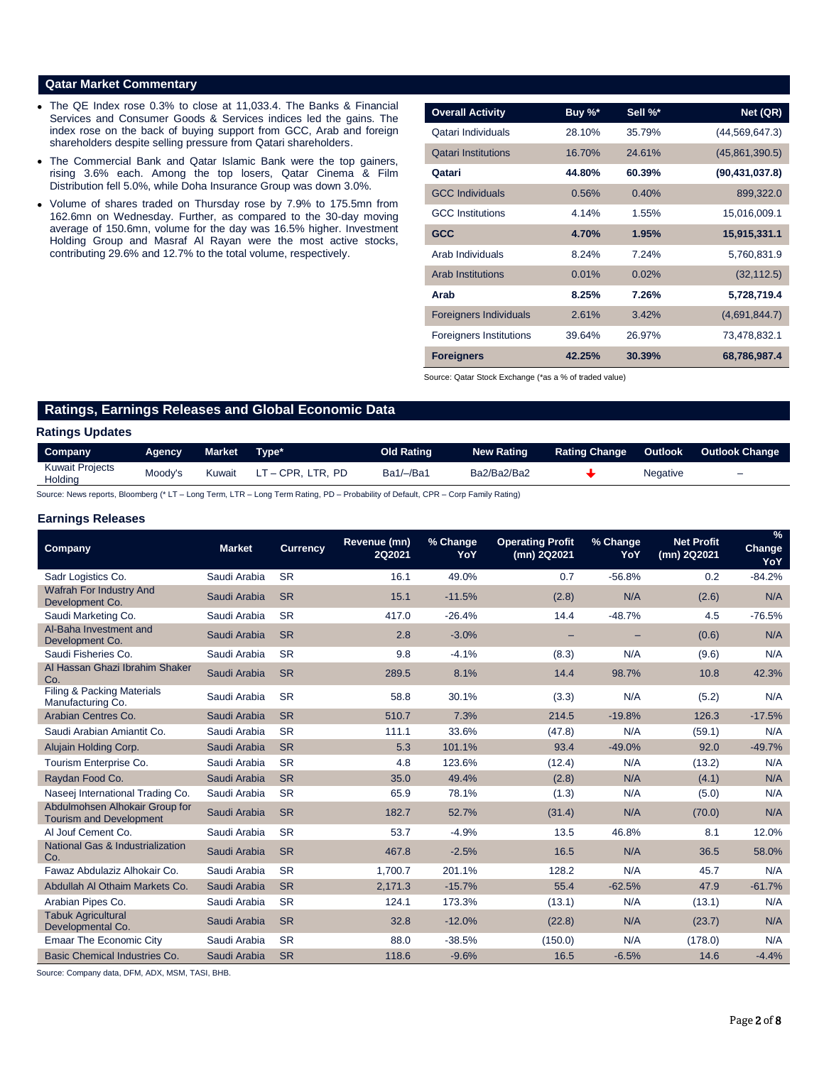## Qatar Market Commentary

- The QE Index rose 0.3% to close at 11,033.4. The Banks & Financial Services and Consumer Goods & Services indices led the gains. The index rose on the back of buying support from GCC, Arab and foreign shareholders despite selling pressure from Qatari shareholders.
- The Commercial Bank and Qatar Islamic Bank were the top gainers, rising 3.6% each. Among the top losers, Qatar Cinema & Film Distribution fell 5.0%, while Doha Insurance Group was down 3.0%.
- Volume of shares traded on Thursday rose by 7.9% to 175.5mn from 162.6mn on Wednesday. Further, as compared to the 30-day moving average of 150.6mn, volume for the day was 16.5% higher. Investment Holding Group and Masraf Al Rayan were the most active stocks, contributing 29.6% and 12.7% to the total volume, respectively.

| Overall Activity | Buy %* | Sell %* | Net (QR) |
|---|---|---|---|
| Qatari Individuals | 28.10% | 35.79% | (44,569,647.3) |
| Qatari Institutions | 16.70% | 24.61% | (45,861,390.5) |
| **Qatari** | **44.80%** | **60.39%** | **(90,431,037.8)** |
| GCC Individuals | 0.56% | 0.40% | 899,322.0 |
| GCC Institutions | 4.14% | 1.55% | 15,016,009.1 |
| **GCC** | **4.70%** | **1.95%** | **15,915,331.1** |
| Arab Individuals | 8.24% | 7.24% | 5,760,831.9 |
| Arab Institutions | 0.01% | 0.02% | (32,112.5) |
| **Arab** | **8.25%** | **7.26%** | **5,728,719.4** |
| Foreigners Individuals | 2.61% | 3.42% | (4,691,844.7) |
| Foreigners Institutions | 39.64% | 26.97% | 73,478,832.1 |
| **Foreigners** | **42.25%** | **30.39%** | **68,786,987.4** |

Source: Qatar Stock Exchange (*as a % of traded value)

## Ratings, Earnings Releases and Global Economic Data

### Ratings Updates

| Company | Agency | Market | Type* | Old Rating | New Rating | Rating Change | Outlook | Outlook Change |
|---|---|---|---|---|---|---|---|---|
| Kuwait Projects Holding | Moody's | Kuwait | LT – CPR, LTR, PD | Ba1/–/Ba1 | Ba2/Ba2/Ba2 | ↓ | Negative | – |

Source: News reports, Bloomberg (* LT – Long Term, LTR – Long Term Rating, PD – Probability of Default, CPR – Corp Family Rating)

### Earnings Releases

| Company | Market | Currency | Revenue (mn) 2Q2021 | % Change YoY | Operating Profit (mn) 2Q2021 | % Change YoY | Net Profit (mn) 2Q2021 | % Change YoY |
|---|---|---|---|---|---|---|---|---|
| Sadr Logistics Co. | Saudi Arabia | SR | 16.1 | 49.0% | 0.7 | -56.8% | 0.2 | -84.2% |
| Wafrah For Industry And Development Co. | Saudi Arabia | SR | 15.1 | -11.5% | (2.8) | N/A | (2.6) | N/A |
| Saudi Marketing Co. | Saudi Arabia | SR | 417.0 | -26.4% | 14.4 | -48.7% | 4.5 | -76.5% |
| Al-Baha Investment and Development Co. | Saudi Arabia | SR | 2.8 | -3.0% | – | – | (0.6) | N/A |
| Saudi Fisheries Co. | Saudi Arabia | SR | 9.8 | -4.1% | (8.3) | N/A | (9.6) | N/A |
| Al Hassan Ghazi Ibrahim Shaker Co. | Saudi Arabia | SR | 289.5 | 8.1% | 14.4 | 98.7% | 10.8 | 42.3% |
| Filing & Packing Materials Manufacturing Co. | Saudi Arabia | SR | 58.8 | 30.1% | (3.3) | N/A | (5.2) | N/A |
| Arabian Centres Co. | Saudi Arabia | SR | 510.7 | 7.3% | 214.5 | -19.8% | 126.3 | -17.5% |
| Saudi Arabian Amiantit Co. | Saudi Arabia | SR | 111.1 | 33.6% | (47.8) | N/A | (59.1) | N/A |
| Alujain Holding Corp. | Saudi Arabia | SR | 5.3 | 101.1% | 93.4 | -49.0% | 92.0 | -49.7% |
| Tourism Enterprise Co. | Saudi Arabia | SR | 4.8 | 123.6% | (12.4) | N/A | (13.2) | N/A |
| Raydan Food Co. | Saudi Arabia | SR | 35.0 | 49.4% | (2.8) | N/A | (4.1) | N/A |
| Naseej International Trading Co. | Saudi Arabia | SR | 65.9 | 78.1% | (1.3) | N/A | (5.0) | N/A |
| Abdulmohsen Alhokair Group for Tourism and Development | Saudi Arabia | SR | 182.7 | 52.7% | (31.4) | N/A | (70.0) | N/A |
| Al Jouf Cement Co. | Saudi Arabia | SR | 53.7 | -4.9% | 13.5 | 46.8% | 8.1 | 12.0% |
| National Gas & Industrialization Co. | Saudi Arabia | SR | 467.8 | -2.5% | 16.5 | N/A | 36.5 | 58.0% |
| Fawaz Abdulaziz Alhokair Co. | Saudi Arabia | SR | 1,700.7 | 201.1% | 128.2 | N/A | 45.7 | N/A |
| Abdullah Al Othaim Markets Co. | Saudi Arabia | SR | 2,171.3 | -15.7% | 55.4 | -62.5% | 47.9 | -61.7% |
| Arabian Pipes Co. | Saudi Arabia | SR | 124.1 | 173.3% | (13.1) | N/A | (13.1) | N/A |
| Tabuk Agricultural Developmental Co. | Saudi Arabia | SR | 32.8 | -12.0% | (22.8) | N/A | (23.7) | N/A |
| Emaar The Economic City | Saudi Arabia | SR | 88.0 | -38.5% | (150.0) | N/A | (178.0) | N/A |
| Basic Chemical Industries Co. | Saudi Arabia | SR | 118.6 | -9.6% | 16.5 | -6.5% | 14.6 | -4.4% |

Source: Company data, DFM, ADX, MSM, TASI, BHB.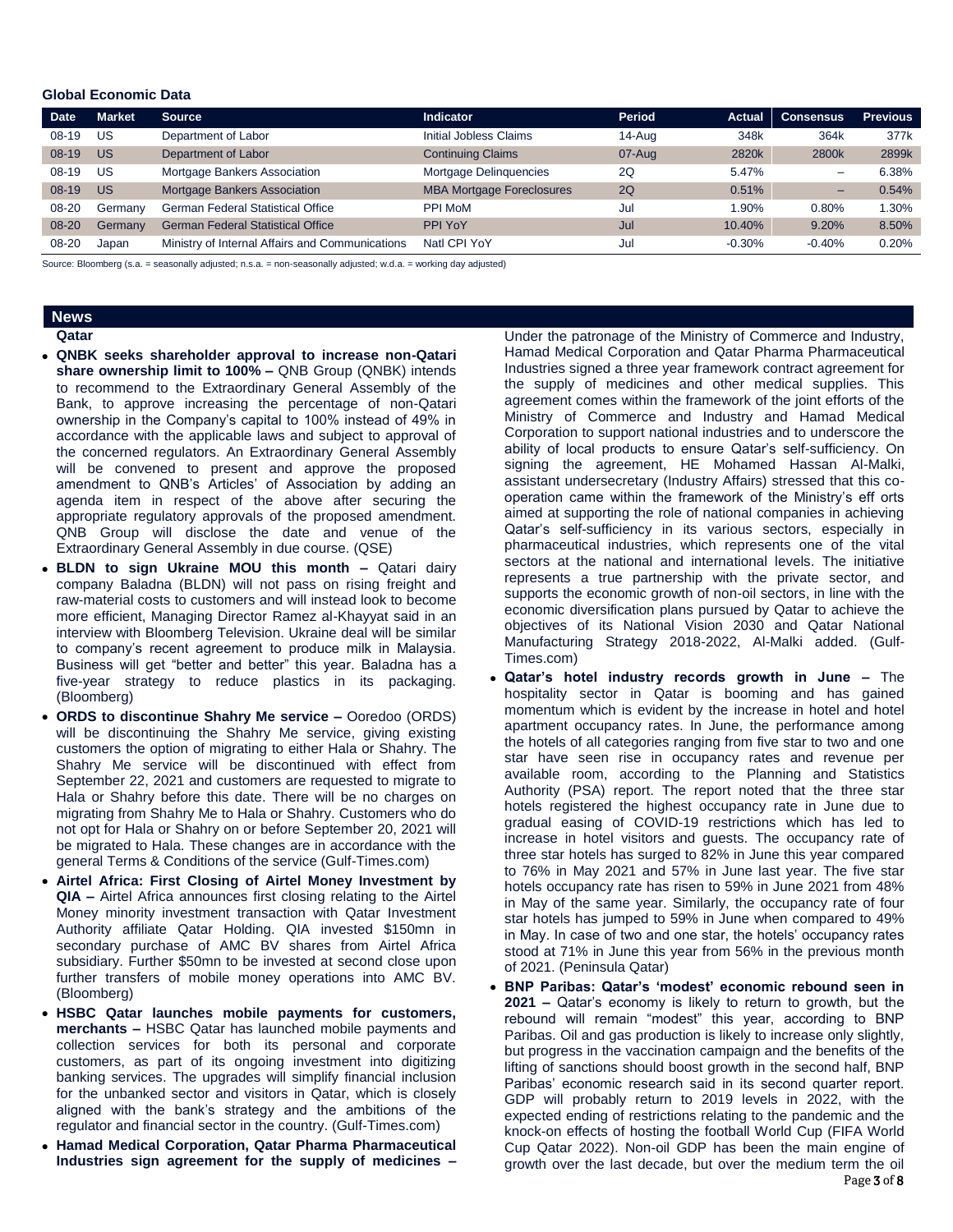## Global Economic Data

| Date | Market | Source | Indicator | Period | Actual | Consensus | Previous |
|---|---|---|---|---|---|---|---|
| 08-19 | US | Department of Labor | Initial Jobless Claims | 14-Aug | 348k | 364k | 377k |
| 08-19 | US | Department of Labor | Continuing Claims | 07-Aug | 2820k | 2800k | 2899k |
| 08-19 | US | Mortgage Bankers Association | Mortgage Delinquencies | 2Q | 5.47% | – | 6.38% |
| 08-19 | US | Mortgage Bankers Association | MBA Mortgage Foreclosures | 2Q | 0.51% | – | 0.54% |
| 08-20 | Germany | German Federal Statistical Office | PPI MoM | Jul | 1.90% | 0.80% | 1.30% |
| 08-20 | Germany | German Federal Statistical Office | PPI YoY | Jul | 10.40% | 9.20% | 8.50% |
| 08-20 | Japan | Ministry of Internal Affairs and Communications | Natl CPI YoY | Jul | -0.30% | -0.40% | 0.20% |

Source: Bloomberg (s.a. = seasonally adjusted; n.s.a. = non-seasonally adjusted; w.d.a. = working day adjusted)

## News

### Qatar

- **QNBK seeks shareholder approval to increase non-Qatari share ownership limit to 100% –** QNB Group (QNBK) intends to recommend to the Extraordinary General Assembly of the Bank, to approve increasing the percentage of non-Qatari ownership in the Company's capital to 100% instead of 49% in accordance with the applicable laws and subject to approval of the concerned regulators. An Extraordinary General Assembly will be convened to present and approve the proposed amendment to QNB's Articles' of Association by adding an agenda item in respect of the above after securing the appropriate regulatory approvals of the proposed amendment. QNB Group will disclose the date and venue of the Extraordinary General Assembly in due course. (QSE)
- **BLDN to sign Ukraine MOU this month –** Qatari dairy company Baladna (BLDN) will not pass on rising freight and raw-material costs to customers and will instead look to become more efficient, Managing Director Ramez al-Khayyat said in an interview with Bloomberg Television. Ukraine deal will be similar to company's recent agreement to produce milk in Malaysia. Business will get "better and better" this year. Baladna has a five-year strategy to reduce plastics in its packaging. (Bloomberg)
- **ORDS to discontinue Shahry Me service –** Ooredoo (ORDS) will be discontinuing the Shahry Me service, giving existing customers the option of migrating to either Hala or Shahry. The Shahry Me service will be discontinued with effect from September 22, 2021 and customers are requested to migrate to Hala or Shahry before this date. There will be no charges on migrating from Shahry Me to Hala or Shahry. Customers who do not opt for Hala or Shahry on or before September 20, 2021 will be migrated to Hala. These changes are in accordance with the general Terms & Conditions of the service (Gulf-Times.com)
- **Airtel Africa: First Closing of Airtel Money Investment by QIA –** Airtel Africa announces first closing relating to the Airtel Money minority investment transaction with Qatar Investment Authority affiliate Qatar Holding. QIA invested $150mn in secondary purchase of AMC BV shares from Airtel Africa subsidiary. Further $50mn to be invested at second close upon further transfers of mobile money operations into AMC BV. (Bloomberg)
- **HSBC Qatar launches mobile payments for customers, merchants –** HSBC Qatar has launched mobile payments and collection services for both its personal and corporate customers, as part of its ongoing investment into digitizing banking services. The upgrades will simplify financial inclusion for the unbanked sector and visitors in Qatar, which is closely aligned with the bank's strategy and the ambitions of the regulator and financial sector in the country. (Gulf-Times.com)
- **Hamad Medical Corporation, Qatar Pharma Pharmaceutical Industries sign agreement for the supply of medicines –** Under the patronage of the Ministry of Commerce and Industry, Hamad Medical Corporation and Qatar Pharma Pharmaceutical Industries signed a three year framework contract agreement for the supply of medicines and other medical supplies. This agreement comes within the framework of the joint efforts of the Ministry of Commerce and Industry and Hamad Medical Corporation to support national industries and to underscore the ability of local products to ensure Qatar's self-sufficiency. On signing the agreement, HE Mohamed Hassan Al-Malki, assistant undersecretary (Industry Affairs) stressed that this co-operation came within the framework of the Ministry's eff orts aimed at supporting the role of national companies in achieving Qatar's self-sufficiency in its various sectors, especially in pharmaceutical industries, which represents one of the vital sectors at the national and international levels. The initiative represents a true partnership with the private sector, and supports the economic growth of non-oil sectors, in line with the economic diversification plans pursued by Qatar to achieve the objectives of its National Vision 2030 and Qatar National Manufacturing Strategy 2018-2022, Al-Malki added. (Gulf-Times.com)
- **Qatar's hotel industry records growth in June –** The hospitality sector in Qatar is booming and has gained momentum which is evident by the increase in hotel and hotel apartment occupancy rates. In June, the performance among the hotels of all categories ranging from five star to two and one star have seen rise in occupancy rates and revenue per available room, according to the Planning and Statistics Authority (PSA) report. The report noted that the three star hotels registered the highest occupancy rate in June due to gradual easing of COVID-19 restrictions which has led to increase in hotel visitors and guests. The occupancy rate of three star hotels has surged to 82% in June this year compared to 76% in May 2021 and 57% in June last year. The five star hotels occupancy rate has risen to 59% in June 2021 from 48% in May of the same year. Similarly, the occupancy rate of four star hotels has jumped to 59% in June when compared to 49% in May. In case of two and one star, the hotels' occupancy rates stood at 71% in June this year from 56% in the previous month of 2021. (Peninsula Qatar)
- **BNP Paribas: Qatar's 'modest' economic rebound seen in 2021 –** Qatar's economy is likely to return to growth, but the rebound will remain "modest" this year, according to BNP Paribas. Oil and gas production is likely to increase only slightly, but progress in the vaccination campaign and the benefits of the lifting of sanctions should boost growth in the second half, BNP Paribas' economic research said in its second quarter report. GDP will probably return to 2019 levels in 2022, with the expected ending of restrictions relating to the pandemic and the knock-on effects of hosting the football World Cup (FIFA World Cup Qatar 2022). Non-oil GDP has been the main engine of growth over the last decade, but over the medium term the oil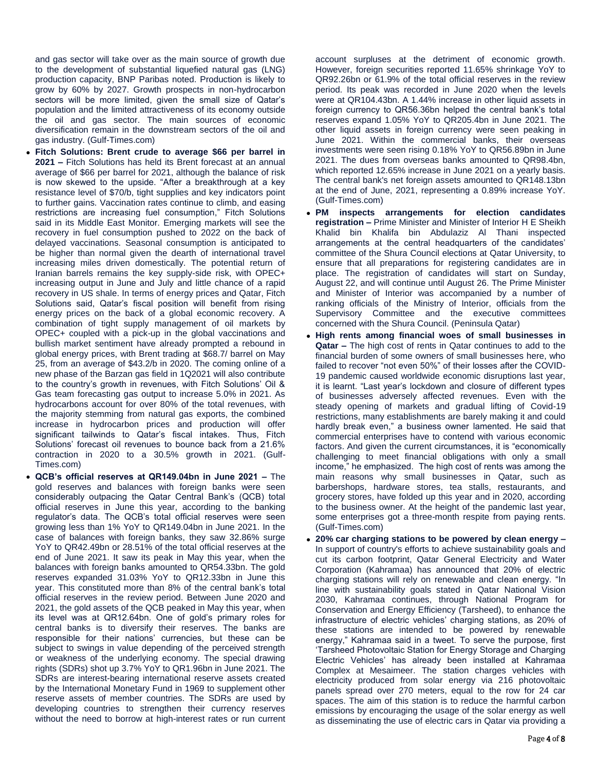and gas sector will take over as the main source of growth due to the development of substantial liquefied natural gas (LNG) production capacity, BNP Paribas noted. Production is likely to grow by 60% by 2027. Growth prospects in non-hydrocarbon sectors will be more limited, given the small size of Qatar's population and the limited attractiveness of its economy outside the oil and gas sector. The main sources of economic diversification remain in the downstream sectors of the oil and gas industry. (Gulf-Times.com)

- **Fitch Solutions: Brent crude to average \$66 per barrel in 2021 –** Fitch Solutions has held its Brent forecast at an annual average of \$66 per barrel for 2021, although the balance of risk is now skewed to the upside. "After a breakthrough at a key resistance level of \$70/b, tight supplies and key indicators point to further gains. Vaccination rates continue to climb, and easing restrictions are increasing fuel consumption," Fitch Solutions said in its Middle East Monitor. Emerging markets will see the recovery in fuel consumption pushed to 2022 on the back of delayed vaccinations. Seasonal consumption is anticipated to be higher than normal given the dearth of international travel increasing miles driven domestically. The potential return of Iranian barrels remains the key supply-side risk, with OPEC+ increasing output in June and July and little chance of a rapid recovery in US shale. In terms of energy prices and Qatar, Fitch Solutions said, Qatar's fiscal position will benefit from rising energy prices on the back of a global economic recovery. A combination of tight supply management of oil markets by OPEC+ coupled with a pick-up in the global vaccinations and bullish market sentiment have already prompted a rebound in global energy prices, with Brent trading at \$68.7/ barrel on May 25, from an average of \$43.2/b in 2020. The coming online of a new phase of the Barzan gas field in 1Q2021 will also contribute to the country's growth in revenues, with Fitch Solutions' Oil & Gas team forecasting gas output to increase 5.0% in 2021. As hydrocarbons account for over 80% of the total revenues, with the majority stemming from natural gas exports, the combined increase in hydrocarbon prices and production will offer significant tailwinds to Qatar's fiscal intakes. Thus, Fitch Solutions' forecast oil revenues to bounce back from a 21.6% contraction in 2020 to a 30.5% growth in 2021. (Gulf-Times.com)
- **QCB's official reserves at QR149.04bn in June 2021 –** The gold reserves and balances with foreign banks were seen considerably outpacing the Qatar Central Bank's (QCB) total official reserves in June this year, according to the banking regulator's data. The QCB's total official reserves were seen growing less than 1% YoY to QR149.04bn in June 2021. In the case of balances with foreign banks, they saw 32.86% surge YoY to QR42.49bn or 28.51% of the total official reserves at the end of June 2021. It saw its peak in May this year, when the balances with foreign banks amounted to QR54.33bn. The gold reserves expanded 31.03% YoY to QR12.33bn in June this year. This constituted more than 8% of the central bank's total official reserves in the review period. Between June 2020 and 2021, the gold assets of the QCB peaked in May this year, when its level was at QR12.64bn. One of gold's primary roles for central banks is to diversify their reserves. The banks are responsible for their nations' currencies, but these can be subject to swings in value depending of the perceived strength or weakness of the underlying economy. The special drawing rights (SDRs) shot up 3.7% YoY to QR1.96bn in June 2021. The SDRs are interest-bearing international reserve assets created by the International Monetary Fund in 1969 to supplement other reserve assets of member countries. The SDRs are used by developing countries to strengthen their currency reserves without the need to borrow at high-interest rates or run current account surpluses at the detriment of economic growth. However, foreign securities reported 11.65% shrinkage YoY to QR92.26bn or 61.9% of the total official reserves in the review period. Its peak was recorded in June 2020 when the levels were at QR104.43bn. A 1.44% increase in other liquid assets in foreign currency to QR56.36bn helped the central bank's total reserves expand 1.05% YoY to QR205.4bn in June 2021. The other liquid assets in foreign currency were seen peaking in June 2021. Within the commercial banks, their overseas investments were seen rising 0.18% YoY to QR56.89bn in June 2021. The dues from overseas banks amounted to QR98.4bn, which reported 12.65% increase in June 2021 on a yearly basis. The central bank's net foreign assets amounted to QR148.13bn at the end of June, 2021, representing a 0.89% increase YoY. (Gulf-Times.com)
- **PM inspects arrangements for election candidates registration –** Prime Minister and Minister of Interior H E Sheikh Khalid bin Khalifa bin Abdulaziz Al Thani inspected arrangements at the central headquarters of the candidates' committee of the Shura Council elections at Qatar University, to ensure that all preparations for registering candidates are in place. The registration of candidates will start on Sunday, August 22, and will continue until August 26. The Prime Minister and Minister of Interior was accompanied by a number of ranking officials of the Ministry of Interior, officials from the Supervisory Committee and the executive committees concerned with the Shura Council. (Peninsula Qatar)
- **High rents among financial woes of small businesses in Qatar –** The high cost of rents in Qatar continues to add to the financial burden of some owners of small businesses here, who failed to recover "not even 50%" of their losses after the COVID-19 pandemic caused worldwide economic disruptions last year, it is learnt. "Last year's lockdown and closure of different types of businesses adversely affected revenues. Even with the steady opening of markets and gradual lifting of Covid-19 restrictions, many establishments are barely making it and could hardly break even," a business owner lamented. He said that commercial enterprises have to contend with various economic factors. And given the current circumstances, it is "economically challenging to meet financial obligations with only a small income," he emphasized. The high cost of rents was among the main reasons why small businesses in Qatar, such as barbershops, hardware stores, tea stalls, restaurants, and grocery stores, have folded up this year and in 2020, according to the business owner. At the height of the pandemic last year, some enterprises got a three-month respite from paying rents. (Gulf-Times.com)
- **20% car charging stations to be powered by clean energy –** In support of country's efforts to achieve sustainability goals and cut its carbon footprint, Qatar General Electricity and Water Corporation (Kahramaa) has announced that 20% of electric charging stations will rely on renewable and clean energy. "In line with sustainability goals stated in Qatar National Vision 2030, Kahramaa continues, through National Program for Conservation and Energy Efficiency (Tarsheed), to enhance the infrastructure of electric vehicles' charging stations, as 20% of these stations are intended to be powered by renewable energy," Kahramaa said in a tweet. To serve the purpose, first 'Tarsheed Photovoltaic Station for Energy Storage and Charging Electric Vehicles' has already been installed at Kahramaa Complex at Mesaimeer. The station charges vehicles with electricity produced from solar energy via 216 photovoltaic panels spread over 270 meters, equal to the row for 24 car spaces. The aim of this station is to reduce the harmful carbon emissions by encouraging the usage of the solar energy as well as disseminating the use of electric cars in Qatar via providing a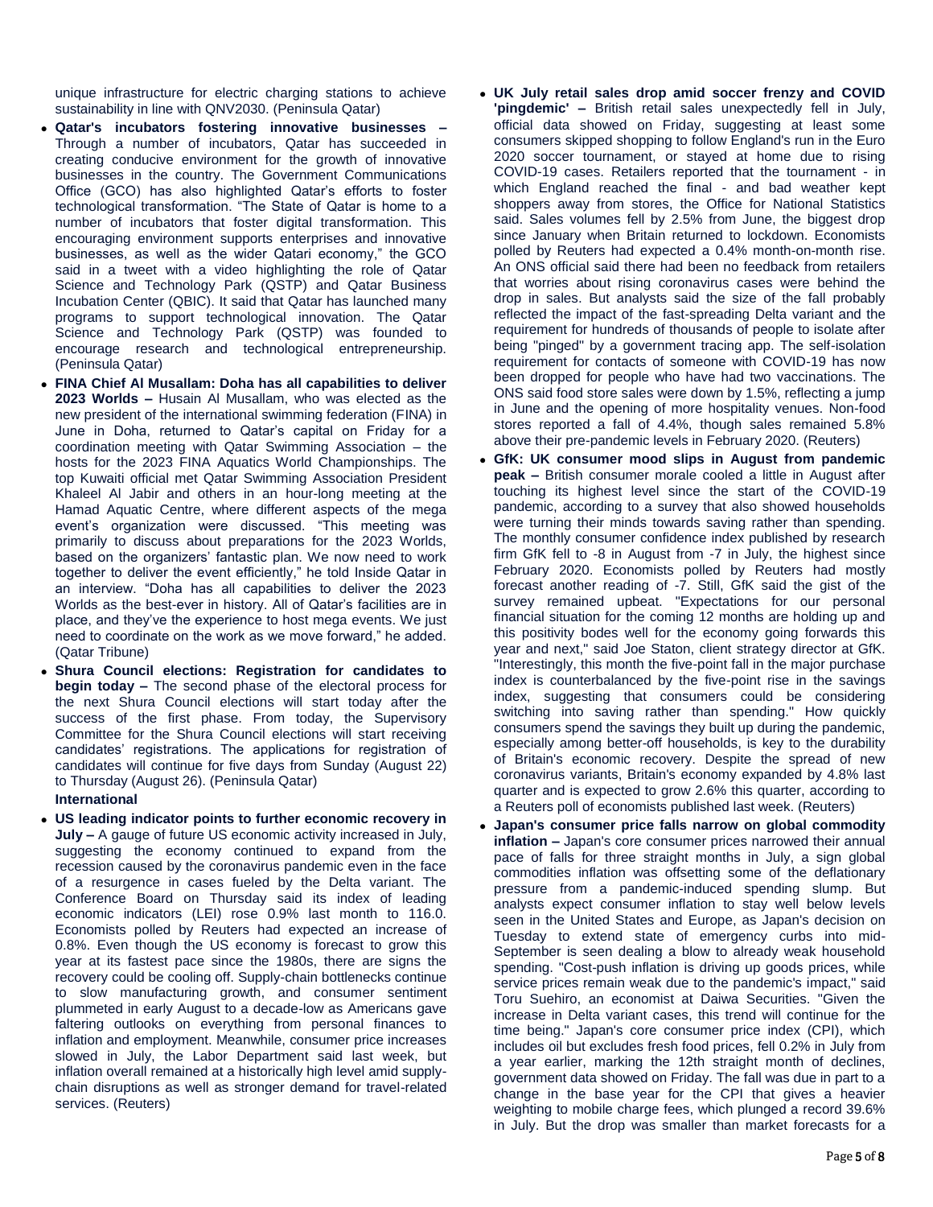unique infrastructure for electric charging stations to achieve sustainability in line with QNV2030. (Peninsula Qatar)

- **Qatar's incubators fostering innovative businesses –** Through a number of incubators, Qatar has succeeded in creating conducive environment for the growth of innovative businesses in the country. The Government Communications Office (GCO) has also highlighted Qatar's efforts to foster technological transformation. "The State of Qatar is home to a number of incubators that foster digital transformation. This encouraging environment supports enterprises and innovative businesses, as well as the wider Qatari economy," the GCO said in a tweet with a video highlighting the role of Qatar Science and Technology Park (QSTP) and Qatar Business Incubation Center (QBIC). It said that Qatar has launched many programs to support technological innovation. The Qatar Science and Technology Park (QSTP) was founded to encourage research and technological entrepreneurship. (Peninsula Qatar)
- **FINA Chief Al Musallam: Doha has all capabilities to deliver 2023 Worlds –** Husain Al Musallam, who was elected as the new president of the international swimming federation (FINA) in June in Doha, returned to Qatar's capital on Friday for a coordination meeting with Qatar Swimming Association – the hosts for the 2023 FINA Aquatics World Championships. The top Kuwaiti official met Qatar Swimming Association President Khaleel Al Jabir and others in an hour-long meeting at the Hamad Aquatic Centre, where different aspects of the mega event's organization were discussed. "This meeting was primarily to discuss about preparations for the 2023 Worlds, based on the organizers' fantastic plan. We now need to work together to deliver the event efficiently," he told Inside Qatar in an interview. "Doha has all capabilities to deliver the 2023 Worlds as the best-ever in history. All of Qatar's facilities are in place, and they've the experience to host mega events. We just need to coordinate on the work as we move forward," he added. (Qatar Tribune)
- **Shura Council elections: Registration for candidates to begin today –** The second phase of the electoral process for the next Shura Council elections will start today after the success of the first phase. From today, the Supervisory Committee for the Shura Council elections will start receiving candidates' registrations. The applications for registration of candidates will continue for five days from Sunday (August 22) to Thursday (August 26). (Peninsula Qatar)

**International**

- **US leading indicator points to further economic recovery in July –** A gauge of future US economic activity increased in July, suggesting the economy continued to expand from the recession caused by the coronavirus pandemic even in the face of a resurgence in cases fueled by the Delta variant. The Conference Board on Thursday said its index of leading economic indicators (LEI) rose 0.9% last month to 116.0. Economists polled by Reuters had expected an increase of 0.8%. Even though the US economy is forecast to grow this year at its fastest pace since the 1980s, there are signs the recovery could be cooling off. Supply-chain bottlenecks continue to slow manufacturing growth, and consumer sentiment plummeted in early August to a decade-low as Americans gave faltering outlooks on everything from personal finances to inflation and employment. Meanwhile, consumer price increases slowed in July, the Labor Department said last week, but inflation overall remained at a historically high level amid supply-chain disruptions as well as stronger demand for travel-related services. (Reuters)
- **UK July retail sales drop amid soccer frenzy and COVID 'pingdemic' –** British retail sales unexpectedly fell in July, official data showed on Friday, suggesting at least some consumers skipped shopping to follow England's run in the Euro 2020 soccer tournament, or stayed at home due to rising COVID-19 cases. Retailers reported that the tournament - in which England reached the final - and bad weather kept shoppers away from stores, the Office for National Statistics said. Sales volumes fell by 2.5% from June, the biggest drop since January when Britain returned to lockdown. Economists polled by Reuters had expected a 0.4% month-on-month rise. An ONS official said there had been no feedback from retailers that worries about rising coronavirus cases were behind the drop in sales. But analysts said the size of the fall probably reflected the impact of the fast-spreading Delta variant and the requirement for hundreds of thousands of people to isolate after being "pinged" by a government tracing app. The self-isolation requirement for contacts of someone with COVID-19 has now been dropped for people who have had two vaccinations. The ONS said food store sales were down by 1.5%, reflecting a jump in June and the opening of more hospitality venues. Non-food stores reported a fall of 4.4%, though sales remained 5.8% above their pre-pandemic levels in February 2020. (Reuters)
- **GfK: UK consumer mood slips in August from pandemic peak –** British consumer morale cooled a little in August after touching its highest level since the start of the COVID-19 pandemic, according to a survey that also showed households were turning their minds towards saving rather than spending. The monthly consumer confidence index published by research firm GfK fell to -8 in August from -7 in July, the highest since February 2020. Economists polled by Reuters had mostly forecast another reading of -7. Still, GfK said the gist of the survey remained upbeat. "Expectations for our personal financial situation for the coming 12 months are holding up and this positivity bodes well for the economy going forwards this year and next," said Joe Staton, client strategy director at GfK. "Interestingly, this month the five-point fall in the major purchase index is counterbalanced by the five-point rise in the savings index, suggesting that consumers could be considering switching into saving rather than spending." How quickly consumers spend the savings they built up during the pandemic, especially among better-off households, is key to the durability of Britain's economic recovery. Despite the spread of new coronavirus variants, Britain's economy expanded by 4.8% last quarter and is expected to grow 2.6% this quarter, according to a Reuters poll of economists published last week. (Reuters)
- **Japan's consumer price falls narrow on global commodity inflation –** Japan's core consumer prices narrowed their annual pace of falls for three straight months in July, a sign global commodities inflation was offsetting some of the deflationary pressure from a pandemic-induced spending slump. But analysts expect consumer inflation to stay well below levels seen in the United States and Europe, as Japan's decision on Tuesday to extend state of emergency curbs into mid-September is seen dealing a blow to already weak household spending. "Cost-push inflation is driving up goods prices, while service prices remain weak due to the pandemic's impact," said Toru Suehiro, an economist at Daiwa Securities. "Given the increase in Delta variant cases, this trend will continue for the time being." Japan's core consumer price index (CPI), which includes oil but excludes fresh food prices, fell 0.2% in July from a year earlier, marking the 12th straight month of declines, government data showed on Friday. The fall was due in part to a change in the base year for the CPI that gives a heavier weighting to mobile charge fees, which plunged a record 39.6% in July. But the drop was smaller than market forecasts for a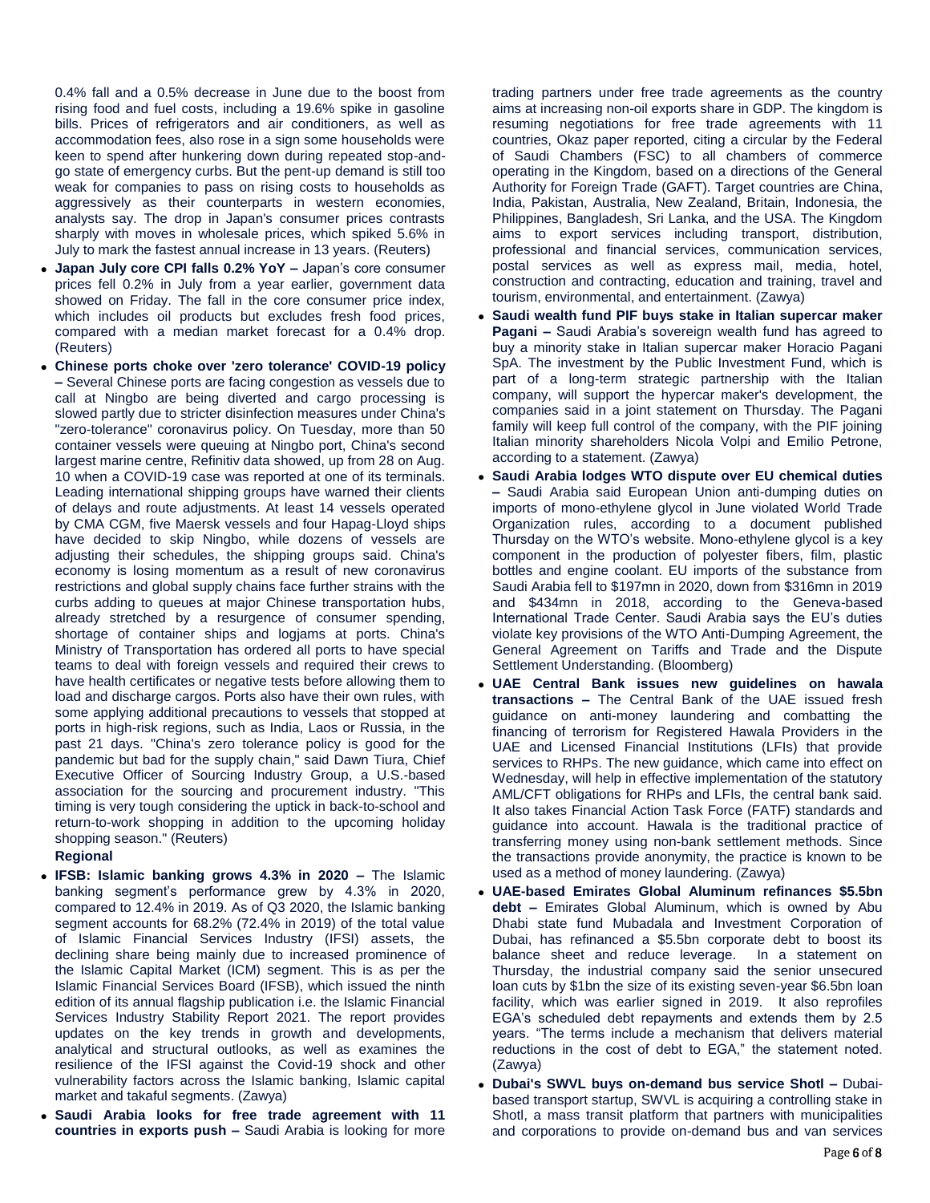0.4% fall and a 0.5% decrease in June due to the boost from rising food and fuel costs, including a 19.6% spike in gasoline bills. Prices of refrigerators and air conditioners, as well as accommodation fees, also rose in a sign some households were keen to spend after hunkering down during repeated stop-and-go state of emergency curbs. But the pent-up demand is still too weak for companies to pass on rising costs to households as aggressively as their counterparts in western economies, analysts say. The drop in Japan's consumer prices contrasts sharply with moves in wholesale prices, which spiked 5.6% in July to mark the fastest annual increase in 13 years. (Reuters)

- **Japan July core CPI falls 0.2% YoY –** Japan's core consumer prices fell 0.2% in July from a year earlier, government data showed on Friday. The fall in the core consumer price index, which includes oil products but excludes fresh food prices, compared with a median market forecast for a 0.4% drop. (Reuters)
- **Chinese ports choke over 'zero tolerance' COVID-19 policy –** Several Chinese ports are facing congestion as vessels due to call at Ningbo are being diverted and cargo processing is slowed partly due to stricter disinfection measures under China's "zero-tolerance" coronavirus policy. On Tuesday, more than 50 container vessels were queuing at Ningbo port, China's second largest marine centre, Refinitiv data showed, up from 28 on Aug. 10 when a COVID-19 case was reported at one of its terminals. Leading international shipping groups have warned their clients of delays and route adjustments. At least 14 vessels operated by CMA CGM, five Maersk vessels and four Hapag-Lloyd ships have decided to skip Ningbo, while dozens of vessels are adjusting their schedules, the shipping groups said. China's economy is losing momentum as a result of new coronavirus restrictions and global supply chains face further strains with the curbs adding to queues at major Chinese transportation hubs, already stretched by a resurgence of consumer spending, shortage of container ships and logjams at ports. China's Ministry of Transportation has ordered all ports to have special teams to deal with foreign vessels and required their crews to have health certificates or negative tests before allowing them to load and discharge cargos. Ports also have their own rules, with some applying additional precautions to vessels that stopped at ports in high-risk regions, such as India, Laos or Russia, in the past 21 days. "China's zero tolerance policy is good for the pandemic but bad for the supply chain," said Dawn Tiura, Chief Executive Officer of Sourcing Industry Group, a U.S.-based association for the sourcing and procurement industry. "This timing is very tough considering the uptick in back-to-school and return-to-work shopping in addition to the upcoming holiday shopping season." (Reuters)

**Regional**

- **IFSB: Islamic banking grows 4.3% in 2020 –** The Islamic banking segment's performance grew by 4.3% in 2020, compared to 12.4% in 2019. As of Q3 2020, the Islamic banking segment accounts for 68.2% (72.4% in 2019) of the total value of Islamic Financial Services Industry (IFSI) assets, the declining share being mainly due to increased prominence of the Islamic Capital Market (ICM) segment. This is as per the Islamic Financial Services Board (IFSB), which issued the ninth edition of its annual flagship publication i.e. the Islamic Financial Services Industry Stability Report 2021. The report provides updates on the key trends in growth and developments, analytical and structural outlooks, as well as examines the resilience of the IFSI against the Covid-19 shock and other vulnerability factors across the Islamic banking, Islamic capital market and takaful segments. (Zawya)
- **Saudi Arabia looks for free trade agreement with 11 countries in exports push –** Saudi Arabia is looking for more trading partners under free trade agreements as the country aims at increasing non-oil exports share in GDP. The kingdom is resuming negotiations for free trade agreements with 11 countries, Okaz paper reported, citing a circular by the Federal of Saudi Chambers (FSC) to all chambers of commerce operating in the Kingdom, based on a directions of the General Authority for Foreign Trade (GAFT). Target countries are China, India, Pakistan, Australia, New Zealand, Britain, Indonesia, the Philippines, Bangladesh, Sri Lanka, and the USA. The Kingdom aims to export services including transport, distribution, professional and financial services, communication services, postal services as well as express mail, media, hotel, construction and contracting, education and training, travel and tourism, environmental, and entertainment. (Zawya)
- **Saudi wealth fund PIF buys stake in Italian supercar maker Pagani –** Saudi Arabia's sovereign wealth fund has agreed to buy a minority stake in Italian supercar maker Horacio Pagani SpA. The investment by the Public Investment Fund, which is part of a long-term strategic partnership with the Italian company, will support the hypercar maker's development, the companies said in a joint statement on Thursday. The Pagani family will keep full control of the company, with the PIF joining Italian minority shareholders Nicola Volpi and Emilio Petrone, according to a statement. (Zawya)
- **Saudi Arabia lodges WTO dispute over EU chemical duties –** Saudi Arabia said European Union anti-dumping duties on imports of mono-ethylene glycol in June violated World Trade Organization rules, according to a document published Thursday on the WTO's website. Mono-ethylene glycol is a key component in the production of polyester fibers, film, plastic bottles and engine coolant. EU imports of the substance from Saudi Arabia fell to $197mn in 2020, down from $316mn in 2019 and $434mn in 2018, according to the Geneva-based International Trade Center. Saudi Arabia says the EU's duties violate key provisions of the WTO Anti-Dumping Agreement, the General Agreement on Tariffs and Trade and the Dispute Settlement Understanding. (Bloomberg)
- **UAE Central Bank issues new guidelines on hawala transactions –** The Central Bank of the UAE issued fresh guidance on anti-money laundering and combatting the financing of terrorism for Registered Hawala Providers in the UAE and Licensed Financial Institutions (LFIs) that provide services to RHPs. The new guidance, which came into effect on Wednesday, will help in effective implementation of the statutory AML/CFT obligations for RHPs and LFIs, the central bank said. It also takes Financial Action Task Force (FATF) standards and guidance into account. Hawala is the traditional practice of transferring money using non-bank settlement methods. Since the transactions provide anonymity, the practice is known to be used as a method of money laundering. (Zawya)
- **UAE-based Emirates Global Aluminum refinances $5.5bn debt –** Emirates Global Aluminum, which is owned by Abu Dhabi state fund Mubadala and Investment Corporation of Dubai, has refinanced a $5.5bn corporate debt to boost its balance sheet and reduce leverage. In a statement on Thursday, the industrial company said the senior unsecured loan cuts by $1bn the size of its existing seven-year $6.5bn loan facility, which was earlier signed in 2019. It also reprofiles EGA's scheduled debt repayments and extends them by 2.5 years. "The terms include a mechanism that delivers material reductions in the cost of debt to EGA," the statement noted. (Zawya)
- **Dubai's SWVL buys on-demand bus service Shotl –** Dubai-based transport startup, SWVL is acquiring a controlling stake in Shotl, a mass transit platform that partners with municipalities and corporations to provide on-demand bus and van services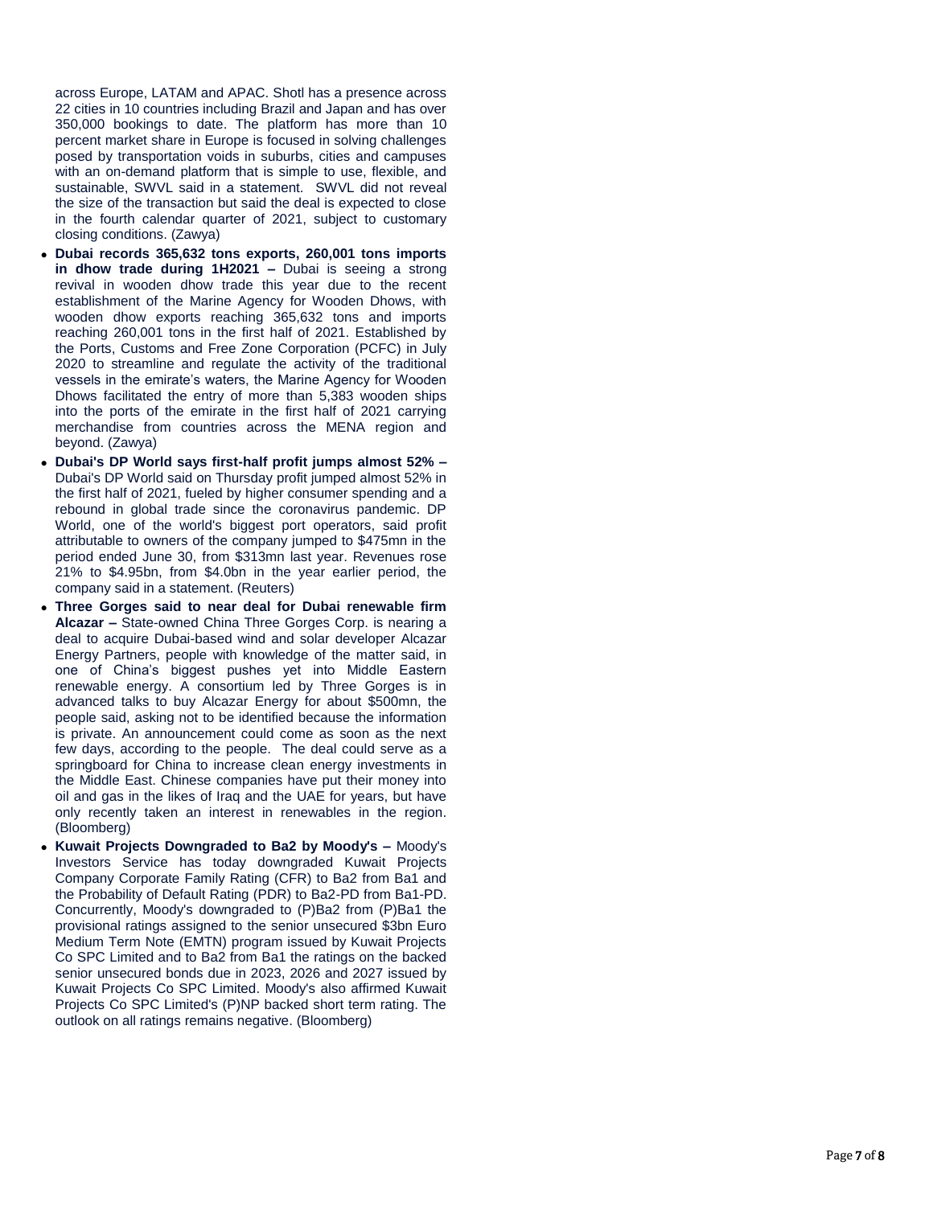across Europe, LATAM and APAC. Shotl has a presence across 22 cities in 10 countries including Brazil and Japan and has over 350,000 bookings to date. The platform has more than 10 percent market share in Europe is focused in solving challenges posed by transportation voids in suburbs, cities and campuses with an on-demand platform that is simple to use, flexible, and sustainable, SWVL said in a statement. SWVL did not reveal the size of the transaction but said the deal is expected to close in the fourth calendar quarter of 2021, subject to customary closing conditions. (Zawya)

- **Dubai records 365,632 tons exports, 260,001 tons imports in dhow trade during 1H2021 –** Dubai is seeing a strong revival in wooden dhow trade this year due to the recent establishment of the Marine Agency for Wooden Dhows, with wooden dhow exports reaching 365,632 tons and imports reaching 260,001 tons in the first half of 2021. Established by the Ports, Customs and Free Zone Corporation (PCFC) in July 2020 to streamline and regulate the activity of the traditional vessels in the emirate's waters, the Marine Agency for Wooden Dhows facilitated the entry of more than 5,383 wooden ships into the ports of the emirate in the first half of 2021 carrying merchandise from countries across the MENA region and beyond. (Zawya)
- **Dubai's DP World says first-half profit jumps almost 52% –** Dubai's DP World said on Thursday profit jumped almost 52% in the first half of 2021, fueled by higher consumer spending and a rebound in global trade since the coronavirus pandemic. DP World, one of the world's biggest port operators, said profit attributable to owners of the company jumped to $475mn in the period ended June 30, from $313mn last year. Revenues rose 21% to $4.95bn, from $4.0bn in the year earlier period, the company said in a statement. (Reuters)
- **Three Gorges said to near deal for Dubai renewable firm Alcazar –** State-owned China Three Gorges Corp. is nearing a deal to acquire Dubai-based wind and solar developer Alcazar Energy Partners, people with knowledge of the matter said, in one of China's biggest pushes yet into Middle Eastern renewable energy. A consortium led by Three Gorges is in advanced talks to buy Alcazar Energy for about $500mn, the people said, asking not to be identified because the information is private. An announcement could come as soon as the next few days, according to the people. The deal could serve as a springboard for China to increase clean energy investments in the Middle East. Chinese companies have put their money into oil and gas in the likes of Iraq and the UAE for years, but have only recently taken an interest in renewables in the region. (Bloomberg)
- **Kuwait Projects Downgraded to Ba2 by Moody's –** Moody's Investors Service has today downgraded Kuwait Projects Company Corporate Family Rating (CFR) to Ba2 from Ba1 and the Probability of Default Rating (PDR) to Ba2-PD from Ba1-PD. Concurrently, Moody's downgraded to (P)Ba2 from (P)Ba1 the provisional ratings assigned to the senior unsecured $3bn Euro Medium Term Note (EMTN) program issued by Kuwait Projects Co SPC Limited and to Ba2 from Ba1 the ratings on the backed senior unsecured bonds due in 2023, 2026 and 2027 issued by Kuwait Projects Co SPC Limited. Moody's also affirmed Kuwait Projects Co SPC Limited's (P)NP backed short term rating. The outlook on all ratings remains negative. (Bloomberg)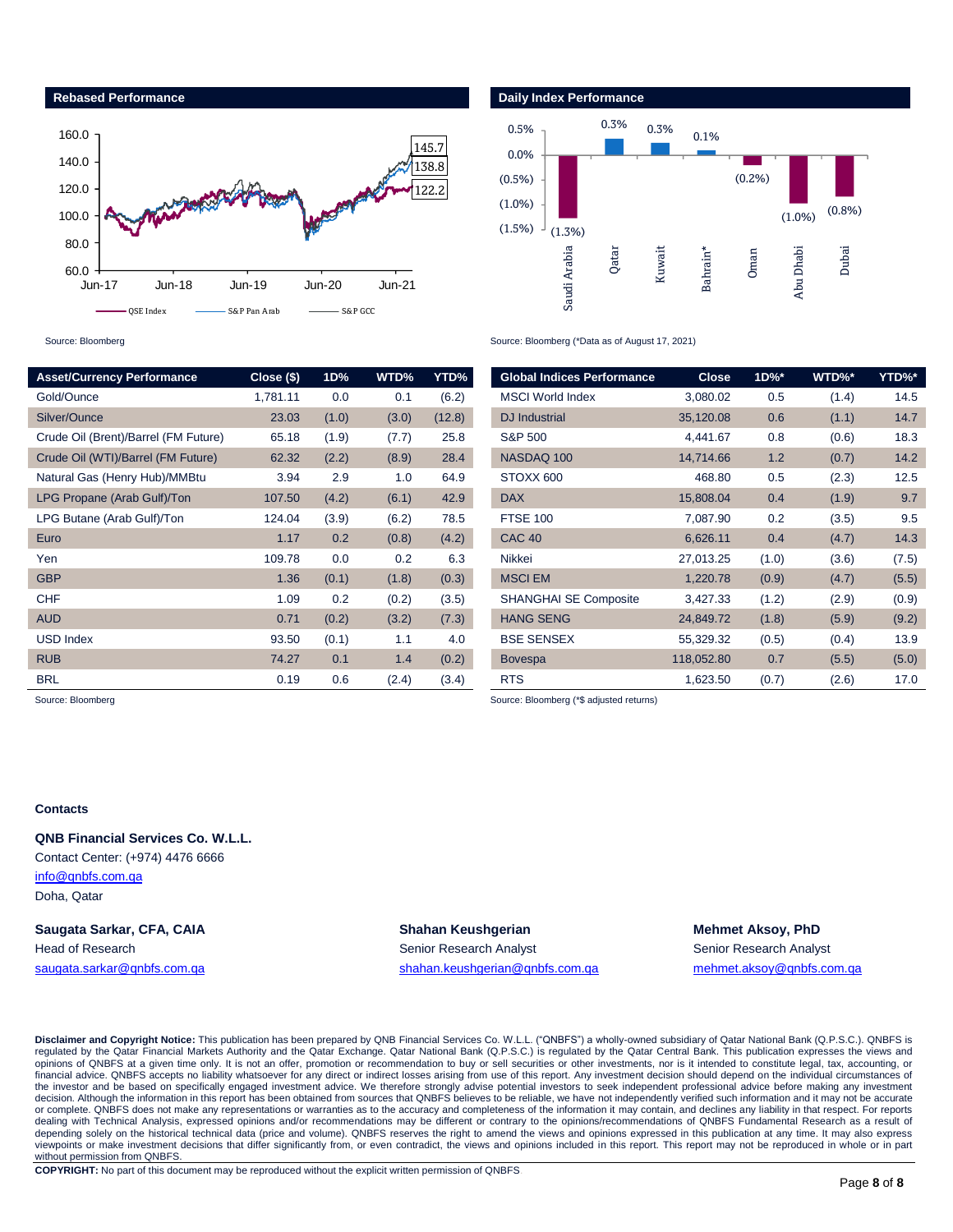**Rebased Performance**

Source: Bloomberg

**Daily Index Performance**

Source: Bloomberg (*Data as of August 17, 2021)

| Asset/Currency Performance | Close ($) | 1D% | WTD% | YTD% |
|---|---|---|---|---|
| Gold/Ounce | 1,781.11 | 0.0 | 0.1 | (6.2) |
| Silver/Ounce | 23.03 | (1.0) | (3.0) | (12.8) |
| Crude Oil (Brent)/Barrel (FM Future) | 65.18 | (1.9) | (7.7) | 25.8 |
| Crude Oil (WTI)/Barrel (FM Future) | 62.32 | (2.2) | (8.9) | 28.4 |
| Natural Gas (Henry Hub)/MMBtu | 3.94 | 2.9 | 1.0 | 64.9 |
| LPG Propane (Arab Gulf)/Ton | 107.50 | (4.2) | (6.1) | 42.9 |
| LPG Butane (Arab Gulf)/Ton | 124.04 | (3.9) | (6.2) | 78.5 |
| Euro | 1.17 | 0.2 | (0.8) | (4.2) |
| Yen | 109.78 | 0.0 | 0.2 | 6.3 |
| GBP | 1.36 | (0.1) | (1.8) | (0.3) |
| CHF | 1.09 | 0.2 | (0.2) | (3.5) |
| AUD | 0.71 | (0.2) | (3.2) | (7.3) |
| USD Index | 93.50 | (0.1) | 1.1 | 4.0 |
| RUB | 74.27 | 0.1 | 1.4 | (0.2) |
| BRL | 0.19 | 0.6 | (2.4) | (3.4) |

Source: Bloomberg

| Global Indices Performance | Close | 1D%* | WTD%* | YTD%* |
|---|---|---|---|---|
| MSCI World Index | 3,080.02 | 0.5 | (1.4) | 14.5 |
| DJ Industrial | 35,120.08 | 0.6 | (1.1) | 14.7 |
| S&P 500 | 4,441.67 | 0.8 | (0.6) | 18.3 |
| NASDAQ 100 | 14,714.66 | 1.2 | (0.7) | 14.2 |
| STOXX 600 | 468.80 | 0.5 | (2.3) | 12.5 |
| DAX | 15,808.04 | 0.4 | (1.9) | 9.7 |
| FTSE 100 | 7,087.90 | 0.2 | (3.5) | 9.5 |
| CAC 40 | 6,626.11 | 0.4 | (4.7) | 14.3 |
| Nikkei | 27,013.25 | (1.0) | (3.6) | (7.5) |
| MSCI EM | 1,220.78 | (0.9) | (4.7) | (5.5) |
| SHANGHAI SE Composite | 3,427.33 | (1.2) | (2.9) | (0.9) |
| HANG SENG | 24,849.72 | (1.8) | (5.9) | (9.2) |
| BSE SENSEX | 55,329.32 | (0.5) | (0.4) | 13.9 |
| Bovespa | 118,052.80 | 0.7 | (5.5) | (5.0) |
| RTS | 1,623.50 | (0.7) | (2.6) | 17.0 |

Source: Bloomberg (*$ adjusted returns)

**Contacts**

**QNB Financial Services Co. W.L.L.**
Contact Center: (+974) 4476 6666
info@qnbfs.com.qa
Doha, Qatar

**Saugata Sarkar, CFA, CAIA**
Head of Research
saugata.sarkar@qnbfs.com.qa

**Shahan Keushgerian**
Senior Research Analyst
shahan.keushgerian@qnbfs.com.qa

**Mehmet Aksoy, PhD**
Senior Research Analyst
mehmet.aksoy@qnbfs.com.qa

**Disclaimer and Copyright Notice:** This publication has been prepared by QNB Financial Services Co. W.L.L. ("QNBFS") a wholly-owned subsidiary of Qatar National Bank (Q.P.S.C.). QNBFS is regulated by the Qatar Financial Markets Authority and the Qatar Exchange. Qatar National Bank (Q.P.S.C.) is regulated by the Qatar Central Bank. This publication expresses the views and opinions of QNBFS at a given time only. It is not an offer, promotion or recommendation to buy or sell securities or other investments, nor is it intended to constitute legal, tax, accounting, or financial advice. QNBFS accepts no liability whatsoever for any direct or indirect losses arising from use of this report. Any investment decision should depend on the individual circumstances of the investor and be based on specifically engaged investment advice. We therefore strongly advise potential investors to seek independent professional advice before making any investment decision. Although the information in this report has been obtained from sources that QNBFS believes to be reliable, we have not independently verified such information and it may not be accurate or complete. QNBFS does not make any representations or warranties as to the accuracy and completeness of the information it may contain, and declines any liability in that respect. For reports dealing with Technical Analysis, expressed opinions and/or recommendations may be different or contrary to the opinions/recommendations of QNBFS Fundamental Research as a result of depending solely on the historical technical data (price and volume). QNBFS reserves the right to amend the views and opinions expressed in this publication at any time. It may also express viewpoints or make investment decisions that differ significantly from, or even contradict, the views and opinions included in this report. This report may not be reproduced in whole or in part without permission from QNBFS.

**COPYRIGHT:** No part of this document may be reproduced without the explicit written permission of QNBFS